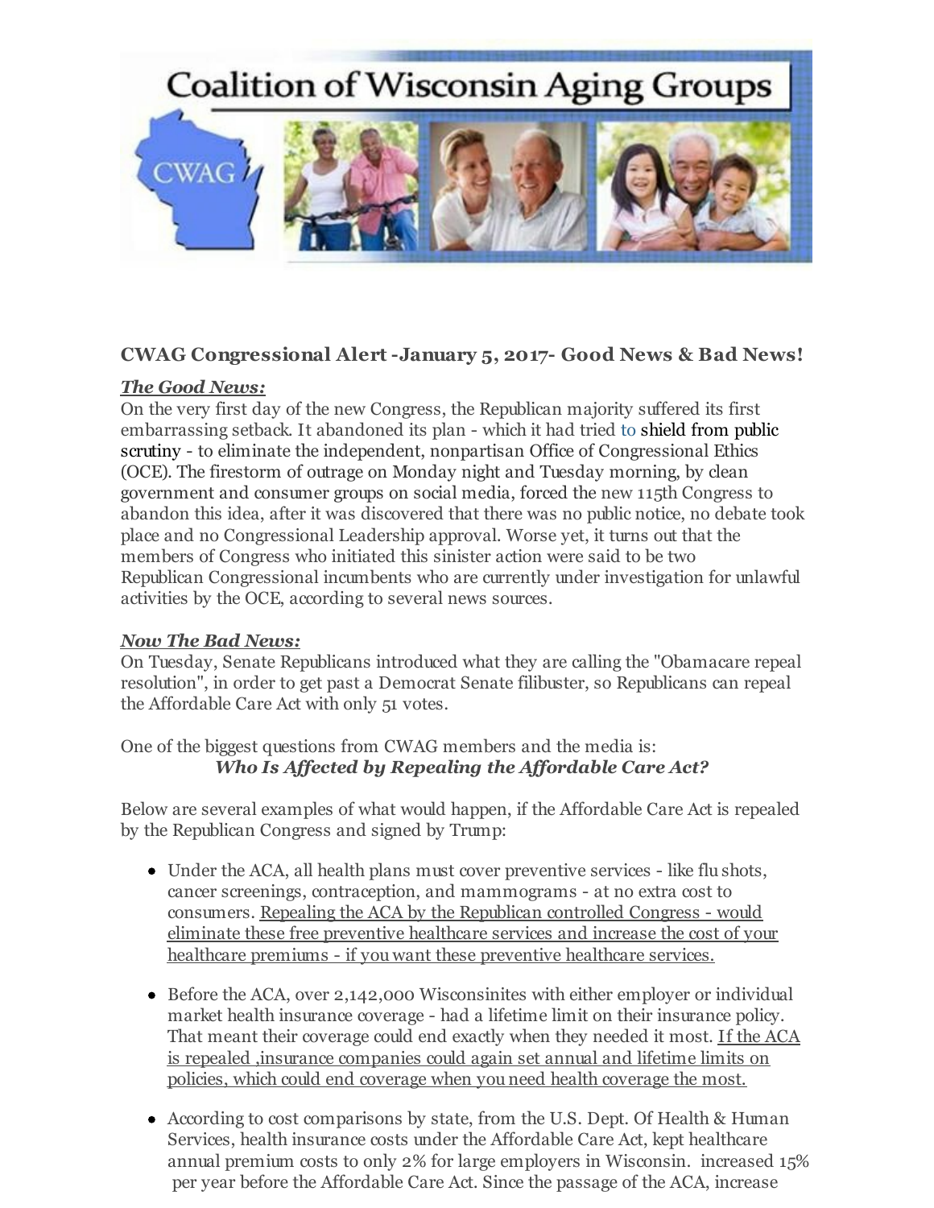Coalition of Wisconsin Aging Groups

### CWAG Congressional Alert -January 5, 2017- Good News & Bad News!

***The Good News:***

On the very first day of the new Congress, the Republican majority suffered its first embarrassing setback. It abandoned its plan - which it had tried to shield from public scrutiny - to eliminate the independent, nonpartisan Office of Congressional Ethics (OCE). The firestorm of outrage on Monday night and Tuesday morning, by clean government and consumer groups on social media, forced the new 115th Congress to abandon this idea, after it was discovered that there was no public notice, no debate took place and no Congressional Leadership approval. Worse yet, it turns out that the members of Congress who initiated this sinister action were said to be two Republican Congressional incumbents who are currently under investigation for unlawful activities by the OCE, according to several news sources.

***Now The Bad News:***

On Tuesday, Senate Republicans introduced what they are calling the "Obamacare repeal resolution", in order to get past a Democrat Senate filibuster, so Republicans can repeal the Affordable Care Act with only 51 votes.

One of the biggest questions from CWAG members and the media is:

***Who Is Affected by Repealing the Affordable Care Act?***

Below are several examples of what would happen, if the Affordable Care Act is repealed by the Republican Congress and signed by Trump:

- Under the ACA, all health plans must cover preventive services - like flu shots, cancer screenings, contraception, and mammograms - at no extra cost to consumers. <u>Repealing the ACA by the Republican controlled Congress - would eliminate these free preventive healthcare services and increase the cost of your healthcare premiums - if you want these preventive healthcare services.</u>

- Before the ACA, over 2,142,000 Wisconsinites with either employer or individual market health insurance coverage - had a lifetime limit on their insurance policy. That meant their coverage could end exactly when they needed it most. <u>If the ACA is repealed ,insurance companies could again set annual and lifetime limits on policies, which could end coverage when you need health coverage the most.</u>

- According to cost comparisons by state, from the U.S. Dept. Of Health & Human Services, health insurance costs under the Affordable Care Act, kept healthcare annual premium costs to only 2% for large employers in Wisconsin. increased 15% per year before the Affordable Care Act. Since the passage of the ACA, increase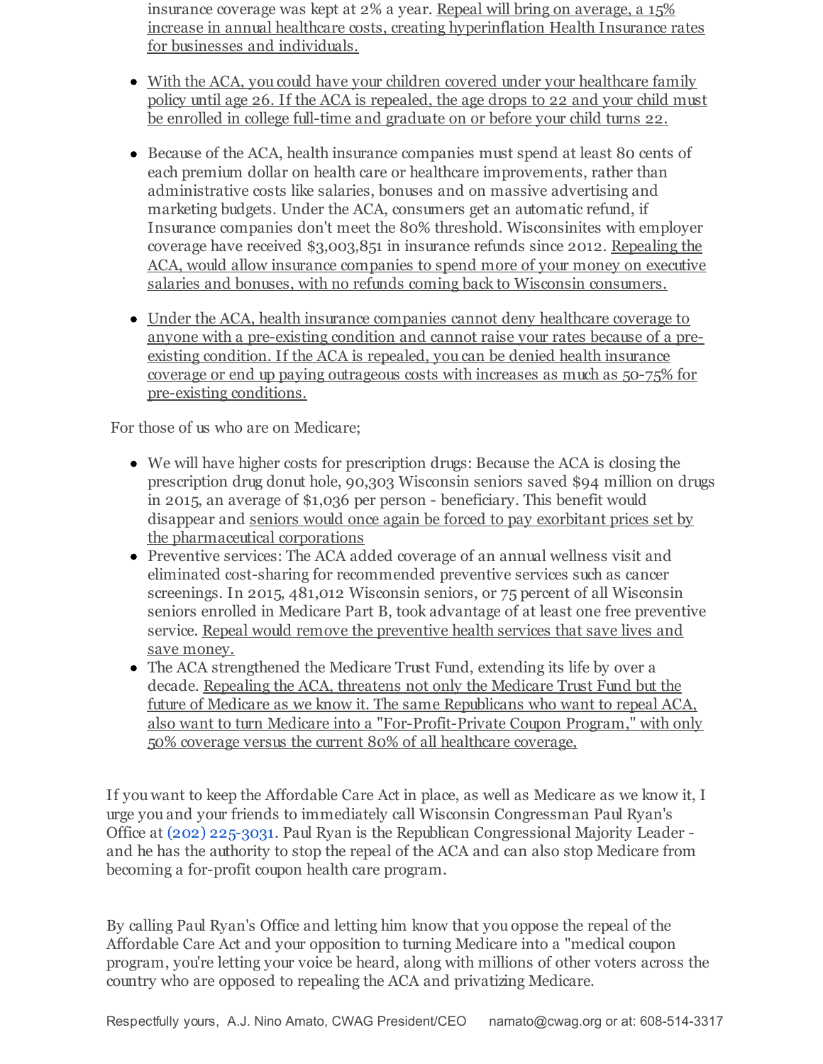insurance coverage was kept at 2% a year. Repeal will bring on average, a 15% increase in annual healthcare costs, creating hyperinflation Health Insurance rates for businesses and individuals.

- With the ACA, you could have your children covered under your healthcare family policy until age 26. If the ACA is repealed, the age drops to 22 and your child must be enrolled in college full-time and graduate on or before your child turns 22.
- Because of the ACA, health insurance companies must spend at least 80 cents of each premium dollar on health care or healthcare improvements, rather than administrative costs like salaries, bonuses and on massive advertising and marketing budgets. Under the ACA, consumers get an automatic refund, if Insurance companies don't meet the 80% threshold. Wisconsinites with employer coverage have received $3,003,851 in insurance refunds since 2012. Repealing the ACA, would allow insurance companies to spend more of your money on executive salaries and bonuses, with no refunds coming back to Wisconsin consumers.
- Under the ACA, health insurance companies cannot deny healthcare coverage to anyone with a pre-existing condition and cannot raise your rates because of a pre-existing condition. If the ACA is repealed, you can be denied health insurance coverage or end up paying outrageous costs with increases as much as 50-75% for pre-existing conditions.

For those of us who are on Medicare;

- We will have higher costs for prescription drugs: Because the ACA is closing the prescription drug donut hole, 90,303 Wisconsin seniors saved $94 million on drugs in 2015, an average of $1,036 per person - beneficiary. This benefit would disappear and seniors would once again be forced to pay exorbitant prices set by the pharmaceutical corporations
- Preventive services: The ACA added coverage of an annual wellness visit and eliminated cost-sharing for recommended preventive services such as cancer screenings. In 2015, 481,012 Wisconsin seniors, or 75 percent of all Wisconsin seniors enrolled in Medicare Part B, took advantage of at least one free preventive service. Repeal would remove the preventive health services that save lives and save money.
- The ACA strengthened the Medicare Trust Fund, extending its life by over a decade. Repealing the ACA, threatens not only the Medicare Trust Fund but the future of Medicare as we know it. The same Republicans who want to repeal ACA, also want to turn Medicare into a "For-Profit-Private Coupon Program," with only 50% coverage versus the current 80% of all healthcare coverage,

If you want to keep the Affordable Care Act in place, as well as Medicare as we know it, I urge you and your friends to immediately call Wisconsin Congressman Paul Ryan's Office at (202) 225-3031. Paul Ryan is the Republican Congressional Majority Leader - and he has the authority to stop the repeal of the ACA and can also stop Medicare from becoming a for-profit coupon health care program.

By calling Paul Ryan's Office and letting him know that you oppose the repeal of the Affordable Care Act and your opposition to turning Medicare into a "medical coupon program, you're letting your voice be heard, along with millions of other voters across the country who are opposed to repealing the ACA and privatizing Medicare.

Respectfully yours, A.J. Nino Amato, CWAG President/CEO namato@cwag.org or at: 608-514-3317